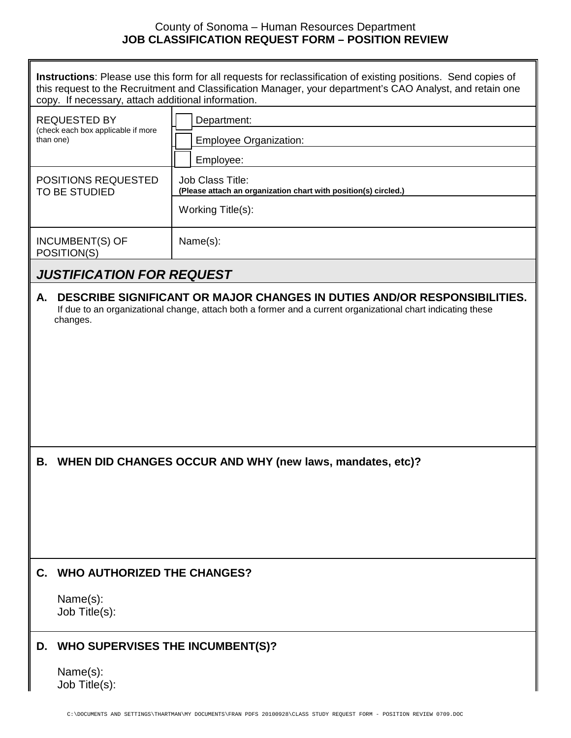County of Sonoma – Human Resources Department

# JOB CLASSIFICATION REQUEST FORM – POSITION REVIEW

**Instructions**: Please use this form for all requests for reclassification of existing positions. Send copies of this request to the Recruitment and Classification Manager, your department's CAO Analyst, and retain one copy. If necessary, attach additional information.

| | |
|---|---|
| REQUESTED BY (check each box applicable if more than one) | ☐ Department: |
| | ☐ Employee Organization: |
| | ☐ Employee: |
| POSITIONS REQUESTED TO BE STUDIED | Job Class Title: **(Please attach an organization chart with position(s) circled.)** |
| | Working Title(s): |
| INCUMBENT(S) OF POSITION(S) | Name(s): |

## *JUSTIFICATION FOR REQUEST*

### A. DESCRIBE SIGNIFICANT OR MAJOR CHANGES IN DUTIES AND/OR RESPONSIBILITIES.

If due to an organizational change, attach both a former and a current organizational chart indicating these changes.

### B. WHEN DID CHANGES OCCUR AND WHY (new laws, mandates, etc)?

### C. WHO AUTHORIZED THE CHANGES?

Name(s):
Job Title(s):

### D. WHO SUPERVISES THE INCUMBENT(S)?

Name(s):
Job Title(s):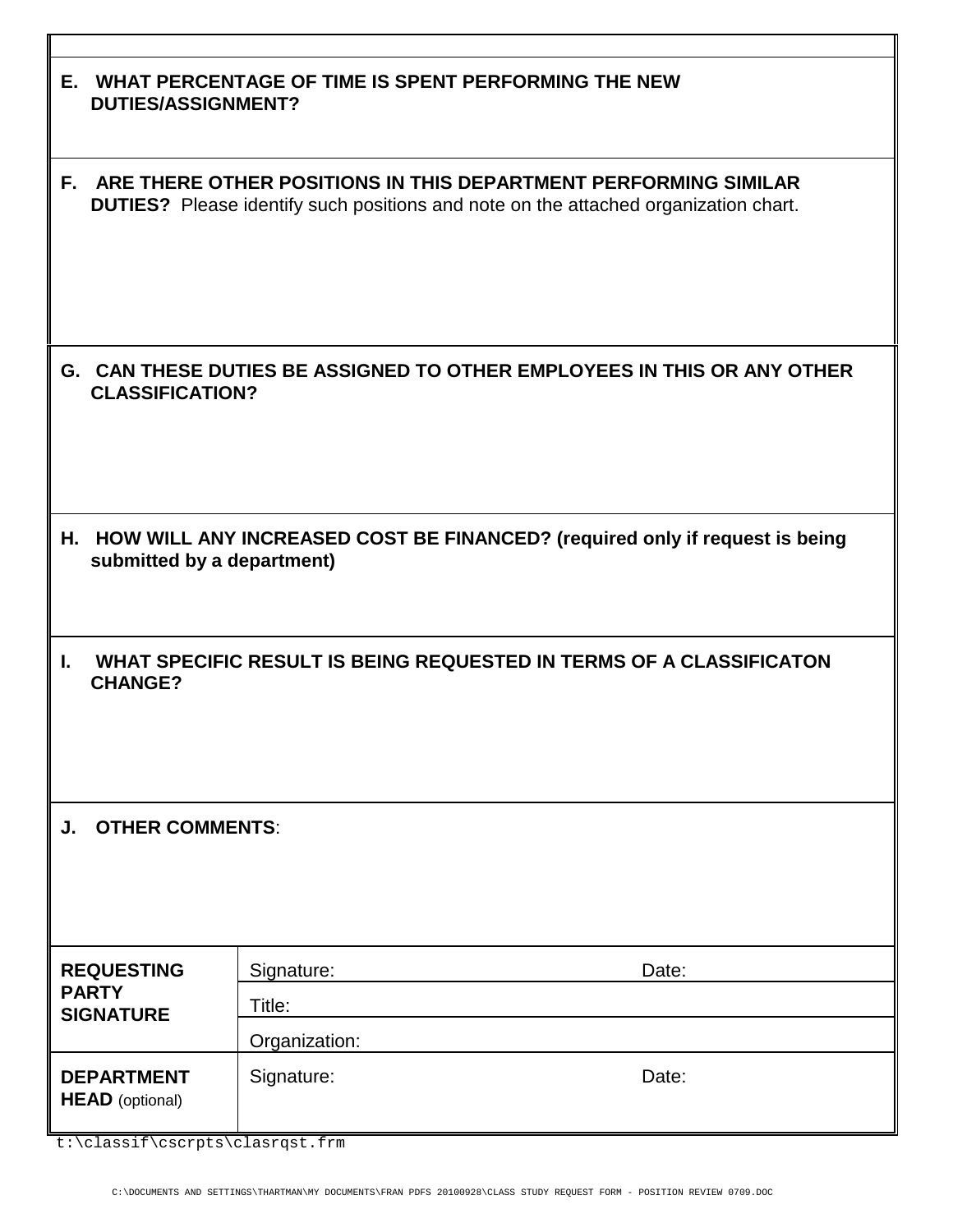**E. WHAT PERCENTAGE OF TIME IS SPENT PERFORMING THE NEW DUTIES/ASSIGNMENT?**

**F. ARE THERE OTHER POSITIONS IN THIS DEPARTMENT PERFORMING SIMILAR DUTIES?** Please identify such positions and note on the attached organization chart.

**G. CAN THESE DUTIES BE ASSIGNED TO OTHER EMPLOYEES IN THIS OR ANY OTHER CLASSIFICATION?**

**H. HOW WILL ANY INCREASED COST BE FINANCED? (required only if request is being submitted by a department)**

**I. WHAT SPECIFIC RESULT IS BEING REQUESTED IN TERMS OF A CLASSIFICATON CHANGE?**

**J. OTHER COMMENTS**:

| | | |
|---|---|---|
| **REQUESTING PARTY SIGNATURE** | Signature: | Date: |
| | Title: | |
| | Organization: | |
| **DEPARTMENT HEAD** (optional) | Signature: | Date: |

t:\classif\cscrpts\clasrqst.frm

C:\DOCUMENTS AND SETTINGS\THARTMAN\MY DOCUMENTS\FRAN PDFS 20100928\CLASS STUDY REQUEST FORM - POSITION REVIEW 0709.DOC